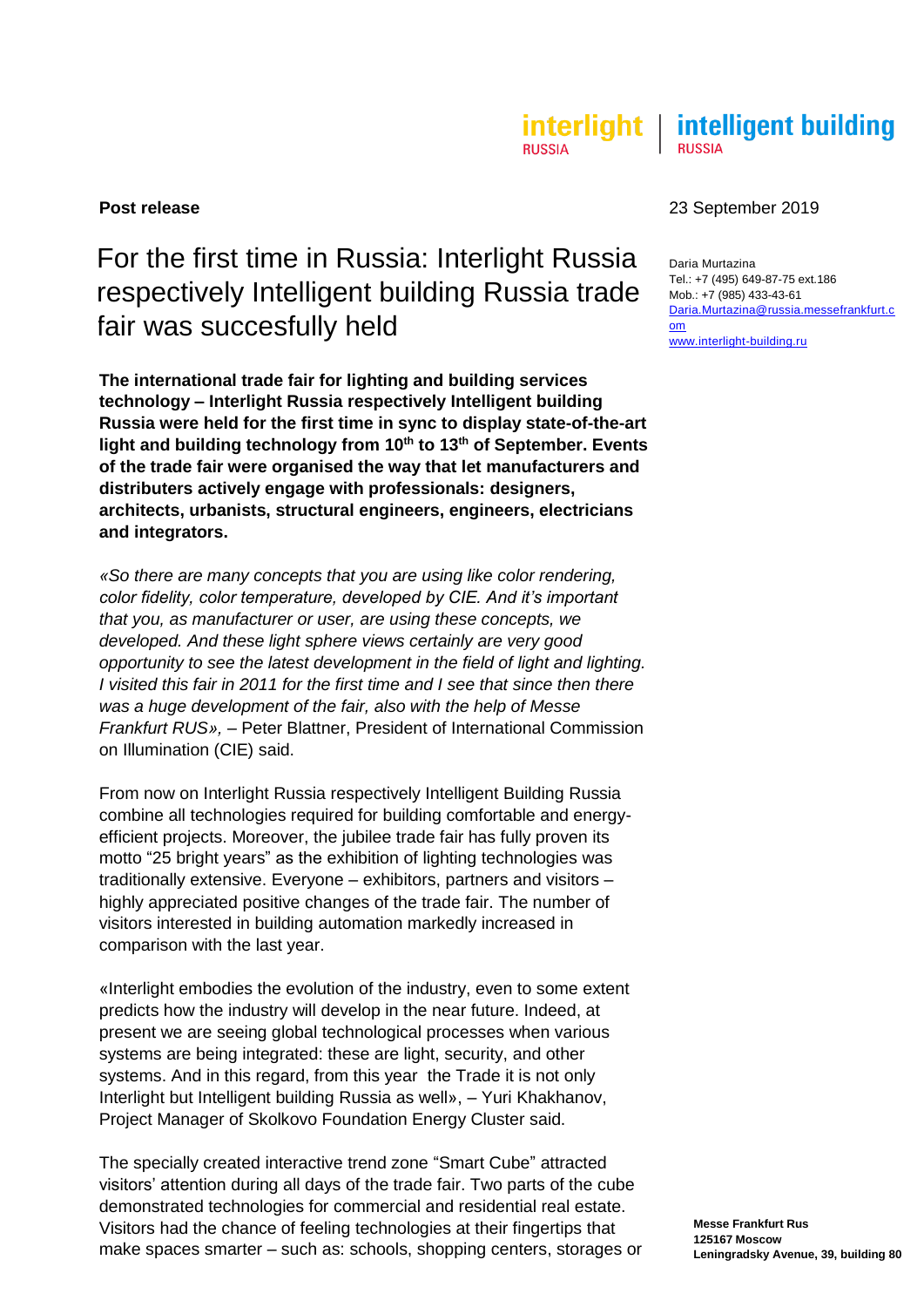interlight RUSSIA | intelligent building RUSSIA

**Post release**

23 September 2019

Daria Murtazina
Tel.: +7 (495) 649-87-75 ext.186
Mob.: +7 (985) 433-43-61
Daria.Murtazina@russia.messefrankfurt.com
www.interlight-building.ru

# For the first time in Russia: Interlight Russia respectively Intelligent building Russia trade fair was succesfully held

**The international trade fair for lighting and building services technology – Interlight Russia respectively Intelligent building Russia were held for the first time in sync to display state-of-the-art light and building technology from 10th to 13th of September. Events of the trade fair were organised the way that let manufacturers and distributers actively engage with professionals: designers, architects, urbanists, structural engineers, engineers, electricians and integrators.**

*«So there are many concepts that you are using like color rendering, color fidelity, color temperature, developed by CIE. And it's important that you, as manufacturer or user, are using these concepts, we developed. And these light sphere views certainly are very good opportunity to see the latest development in the field of light and lighting. I visited this fair in 2011 for the first time and I see that since then there was a huge development of the fair, also with the help of Messe Frankfurt RUS»,* – Peter Blattner, President of International Commission on Illumination (CIE) said.

From now on Interlight Russia respectively Intelligent Building Russia combine all technologies required for building comfortable and energy-efficient projects. Moreover, the jubilee trade fair has fully proven its motto "25 bright years" as the exhibition of lighting technologies was traditionally extensive. Everyone – exhibitors, partners and visitors – highly appreciated positive changes of the trade fair. The number of visitors interested in building automation markedly increased in comparison with the last year.

«Interlight embodies the evolution of the industry, even to some extent predicts how the industry will develop in the near future. Indeed, at present we are seeing global technological processes when various systems are being integrated: these are light, security, and other systems. And in this regard, from this year the Trade it is not only Interlight but Intelligent building Russia as well», – Yuri Khakhanov, Project Manager of Skolkovo Foundation Energy Cluster said.

The specially created interactive trend zone "Smart Cube" attracted visitors' attention during all days of the trade fair. Two parts of the cube demonstrated technologies for commercial and residential real estate. Visitors had the chance of feeling technologies at their fingertips that make spaces smarter – such as: schools, shopping centers, storages or

**Messe Frankfurt Rus**
**125167 Moscow**
**Leningradsky Avenue, 39, building 80**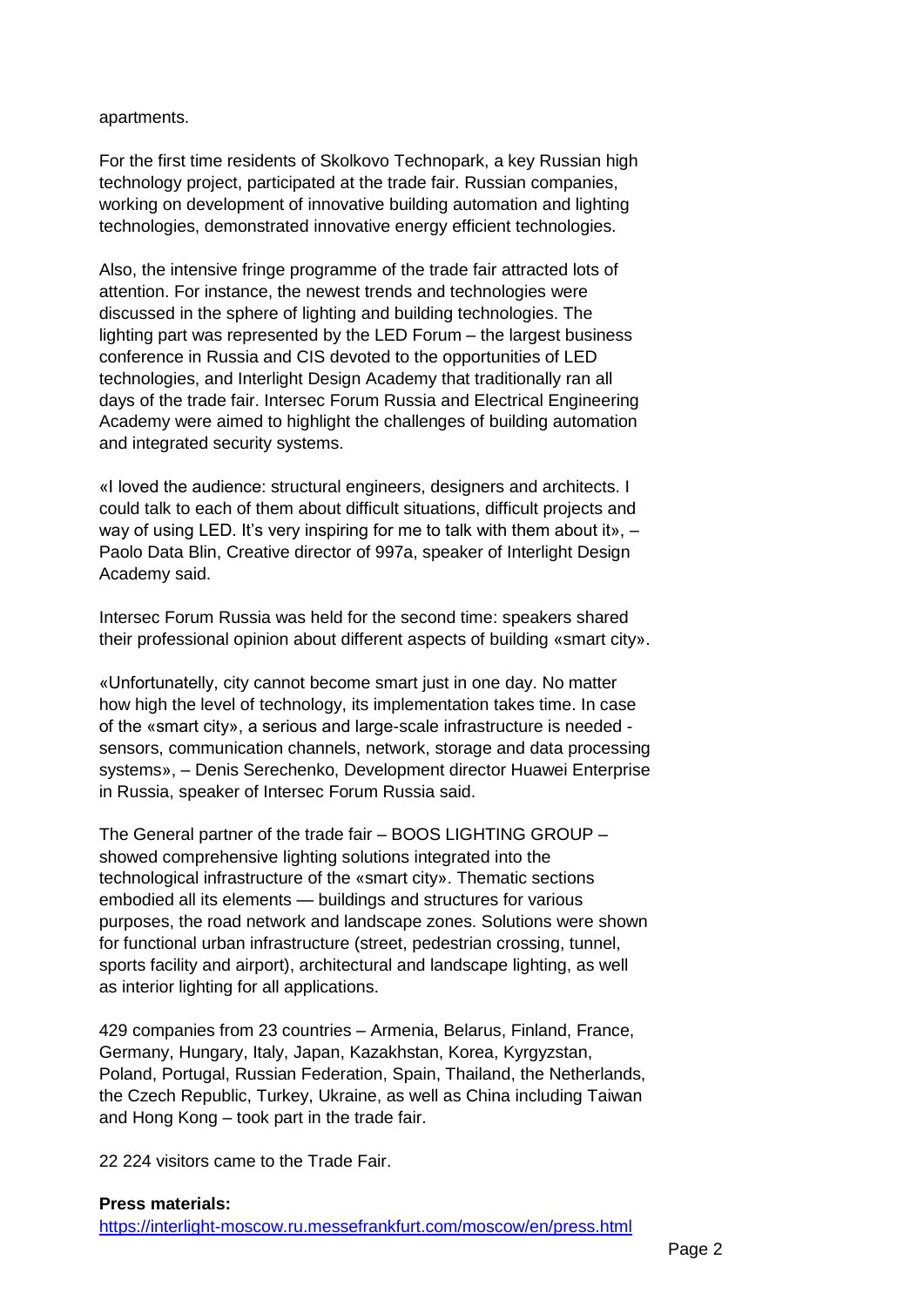apartments.

For the first time residents of Skolkovo Technopark, a key Russian high technology project, participated at the trade fair. Russian companies, working on development of innovative building automation and lighting technologies, demonstrated innovative energy efficient technologies.

Also, the intensive fringe programme of the trade fair attracted lots of attention. For instance, the newest trends and technologies were discussed in the sphere of lighting and building technologies. The lighting part was represented by the LED Forum – the largest business conference in Russia and CIS devoted to the opportunities of LED technologies, and Interlight Design Academy that traditionally ran all days of the trade fair. Intersec Forum Russia and Electrical Engineering Academy were aimed to highlight the challenges of building automation and integrated security systems.

«I loved the audience: structural engineers, designers and architects. I could talk to each of them about difficult situations, difficult projects and way of using LED. It's very inspiring for me to talk with them about it», – Paolo Data Blin, Creative director of 997a, speaker of Interlight Design Academy said.

Intersec Forum Russia was held for the second time: speakers shared their professional opinion about different aspects of building «smart city».

«Unfortunatelly, city cannot become smart just in one day. No matter how high the level of technology, its implementation takes time. In case of the «smart city», a serious and large-scale infrastructure is needed - sensors, communication channels, network, storage and data processing systems», – Denis Serechenko, Development director Huawei Enterprise in Russia, speaker of Intersec Forum Russia said.

The General partner of the trade fair – BOOS LIGHTING GROUP – showed comprehensive lighting solutions integrated into the technological infrastructure of the «smart city». Thematic sections embodied all its elements — buildings and structures for various purposes, the road network and landscape zones. Solutions were shown for functional urban infrastructure (street, pedestrian crossing, tunnel, sports facility and airport), architectural and landscape lighting, as well as interior lighting for all applications.

429 companies from 23 countries – Armenia, Belarus, Finland, France, Germany, Hungary, Italy, Japan, Kazakhstan, Korea, Kyrgyzstan, Poland, Portugal, Russian Federation, Spain, Thailand, the Netherlands, the Czech Republic, Turkey, Ukraine, as well as China including Taiwan and Hong Kong – took part in the trade fair.

22 224 visitors came to the Trade Fair.

**Press materials:**
https://interlight-moscow.ru.messefrankfurt.com/moscow/en/press.html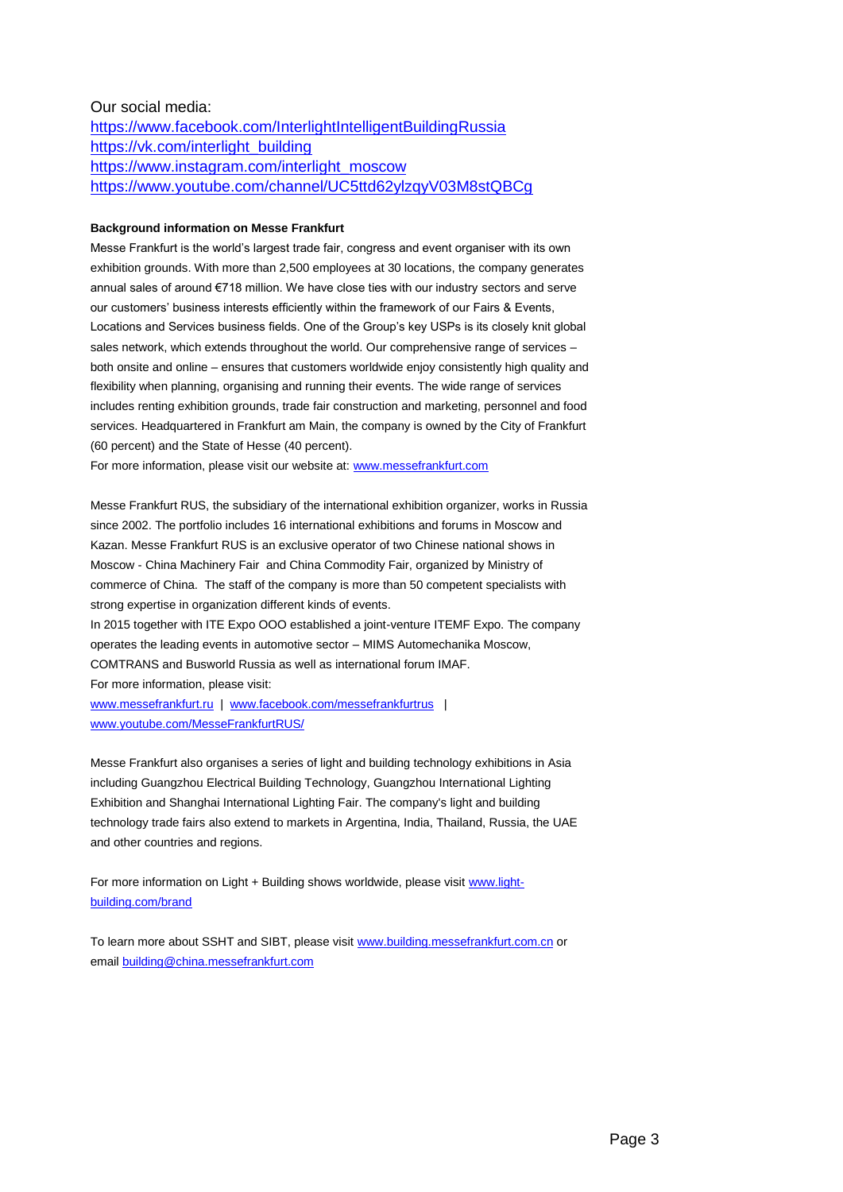Our social media:
https://www.facebook.com/InterlightIntelligentBuildingRussia
https://vk.com/interlight_building
https://www.instagram.com/interlight_moscow
https://www.youtube.com/channel/UC5ttd62ylzqyV03M8stQBCg

**Background information on Messe Frankfurt**

Messe Frankfurt is the world's largest trade fair, congress and event organiser with its own exhibition grounds. With more than 2,500 employees at 30 locations, the company generates annual sales of around €718 million. We have close ties with our industry sectors and serve our customers' business interests efficiently within the framework of our Fairs & Events, Locations and Services business fields. One of the Group's key USPs is its closely knit global sales network, which extends throughout the world. Our comprehensive range of services – both onsite and online – ensures that customers worldwide enjoy consistently high quality and flexibility when planning, organising and running their events. The wide range of services includes renting exhibition grounds, trade fair construction and marketing, personnel and food services. Headquartered in Frankfurt am Main, the company is owned by the City of Frankfurt (60 percent) and the State of Hesse (40 percent).
For more information, please visit our website at: www.messefrankfurt.com

Messe Frankfurt RUS, the subsidiary of the international exhibition organizer, works in Russia since 2002. The portfolio includes 16 international exhibitions and forums in Moscow and Kazan. Messe Frankfurt RUS is an exclusive operator of two Chinese national shows in Moscow - China Machinery Fair and China Commodity Fair, organized by Ministry of commerce of China. The staff of the company is more than 50 competent specialists with strong expertise in organization different kinds of events.
In 2015 together with ITE Expo OOO established a joint-venture ITEMF Expo. The company operates the leading events in automotive sector – MIMS Automechanika Moscow, COMTRANS and Busworld Russia as well as international forum IMAF.
For more information, please visit:
www.messefrankfurt.ru | www.facebook.com/messefrankfurtrus | www.youtube.com/MesseFrankfurtRUS/

Messe Frankfurt also organises a series of light and building technology exhibitions in Asia including Guangzhou Electrical Building Technology, Guangzhou International Lighting Exhibition and Shanghai International Lighting Fair. The company's light and building technology trade fairs also extend to markets in Argentina, India, Thailand, Russia, the UAE and other countries and regions.

For more information on Light + Building shows worldwide, please visit www.light-building.com/brand

To learn more about SSHT and SIBT, please visit www.building.messefrankfurt.com.cn or email building@china.messefrankfurt.com